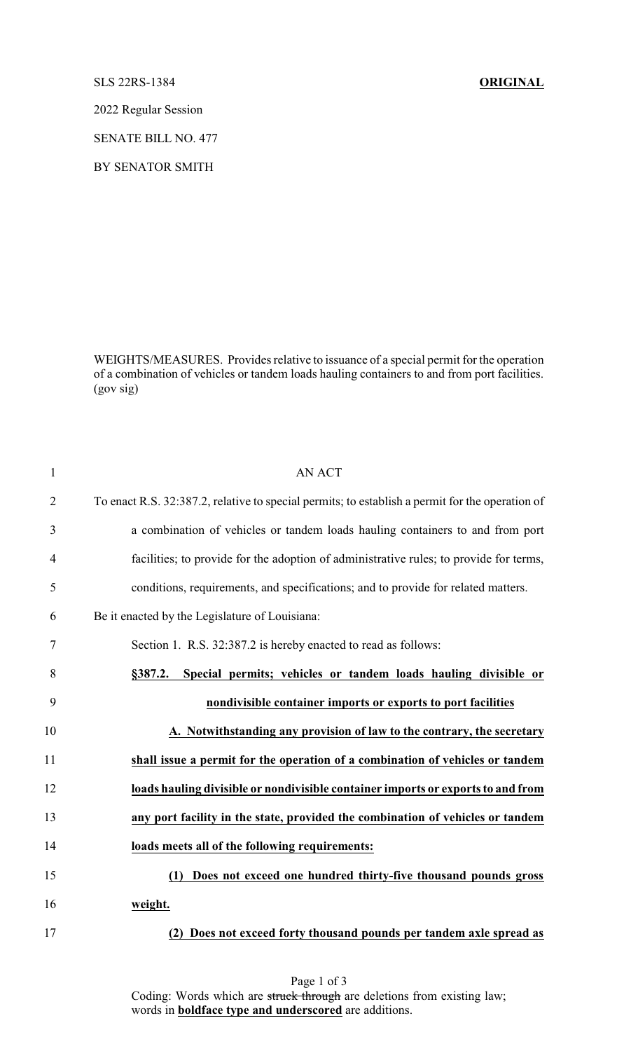SLS 22RS-1384 **ORIGINAL**

2022 Regular Session

SENATE BILL NO. 477

BY SENATOR SMITH

WEIGHTS/MEASURES. Provides relative to issuance of a special permit for the operation of a combination of vehicles or tandem loads hauling containers to and from port facilities. (gov sig)

AN ACT

To enact R.S. 32:387.2, relative to special permits; to establish a permit for the operation of a combination of vehicles or tandem loads hauling containers to and from port facilities; to provide for the adoption of administrative rules; to provide for terms, conditions, requirements, and specifications; and to provide for related matters.

Be it enacted by the Legislature of Louisiana:

Section 1. R.S. 32:387.2 is hereby enacted to read as follows:

**§387.2. Special permits; vehicles or tandem loads hauling divisible or nondivisible container imports or exports to port facilities**

**A. Notwithstanding any provision of law to the contrary, the secretary shall issue a permit for the operation of a combination of vehicles or tandem loads hauling divisible or nondivisible container imports or exports to and from any port facility in the state, provided the combination of vehicles or tandem loads meets all of the following requirements:**

**(1) Does not exceed one hundred thirty-five thousand pounds gross weight.**

**(2) Does not exceed forty thousand pounds per tandem axle spread as**

Coding: Words which are ~~struck through~~ are deletions from existing law; words in **boldface type and underscored** are additions.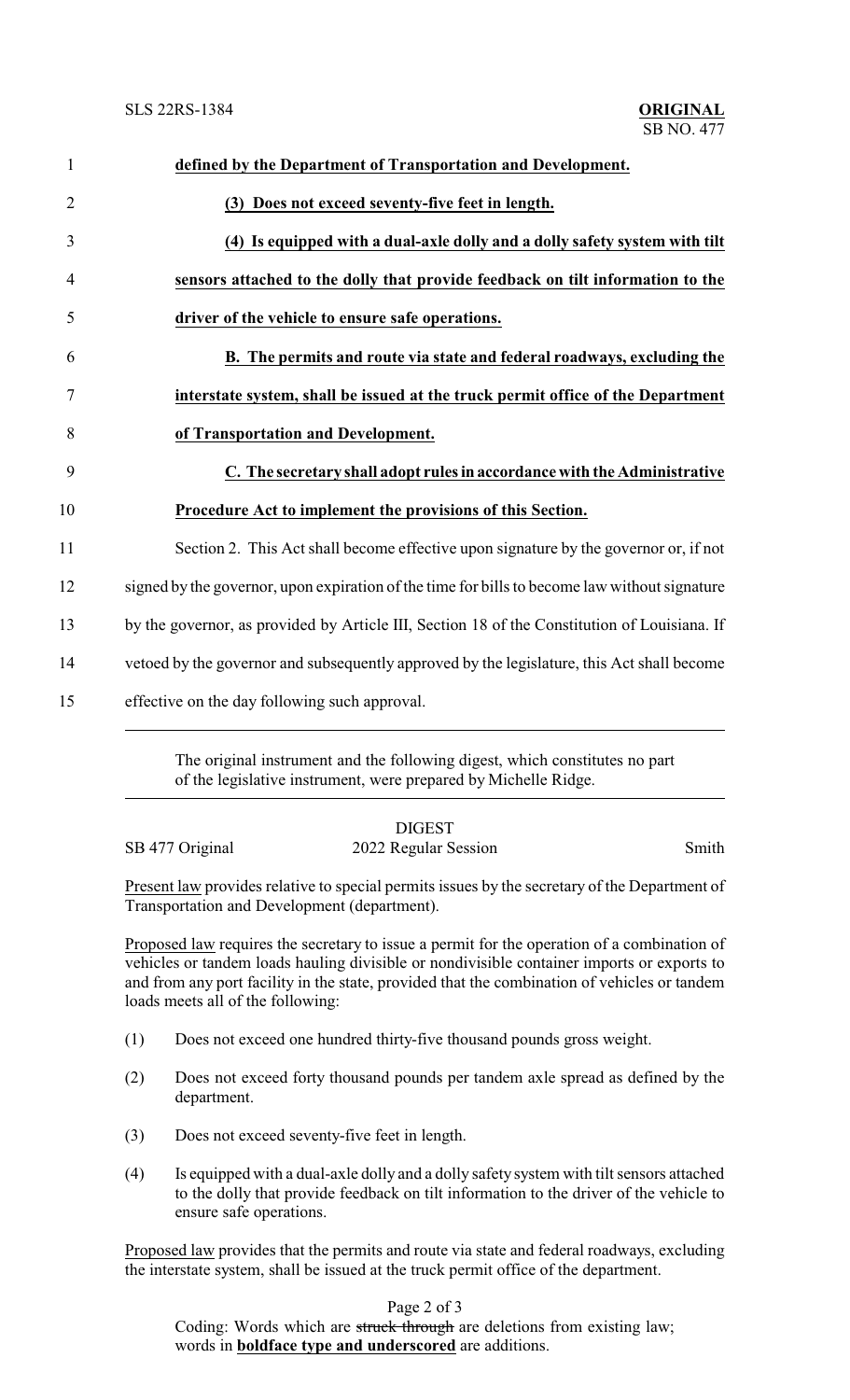**defined by the Department of Transportation and Development.**

**(3) Does not exceed seventy-five feet in length.**

**(4) Is equipped with a dual-axle dolly and a dolly safety system with tilt sensors attached to the dolly that provide feedback on tilt information to the driver of the vehicle to ensure safe operations.**

**B. The permits and route via state and federal roadways, excluding the interstate system, shall be issued at the truck permit office of the Department of Transportation and Development.**

**C. The secretary shall adopt rules in accordance with the Administrative Procedure Act to implement the provisions of this Section.**

Section 2. This Act shall become effective upon signature by the governor or, if not signed by the governor, upon expiration of the time for bills to become law without signature by the governor, as provided by Article III, Section 18 of the Constitution of Louisiana. If vetoed by the governor and subsequently approved by the legislature, this Act shall become effective on the day following such approval.

---

The original instrument and the following digest, which constitutes no part of the legislative instrument, were prepared by Michelle Ridge.

---

DIGEST

SB 477 Original — 2022 Regular Session — Smith

Present law provides relative to special permits issues by the secretary of the Department of Transportation and Development (department).

Proposed law requires the secretary to issue a permit for the operation of a combination of vehicles or tandem loads hauling divisible or nondivisible container imports or exports to and from any port facility in the state, provided that the combination of vehicles or tandem loads meets all of the following:

(1) Does not exceed one hundred thirty-five thousand pounds gross weight.

(2) Does not exceed forty thousand pounds per tandem axle spread as defined by the department.

(3) Does not exceed seventy-five feet in length.

(4) Is equipped with a dual-axle dolly and a dolly safety system with tilt sensors attached to the dolly that provide feedback on tilt information to the driver of the vehicle to ensure safe operations.

Proposed law provides that the permits and route via state and federal roadways, excluding the interstate system, shall be issued at the truck permit office of the department.

Coding: Words which are ~~struck through~~ are deletions from existing law; words in **boldface type and underscored** are additions.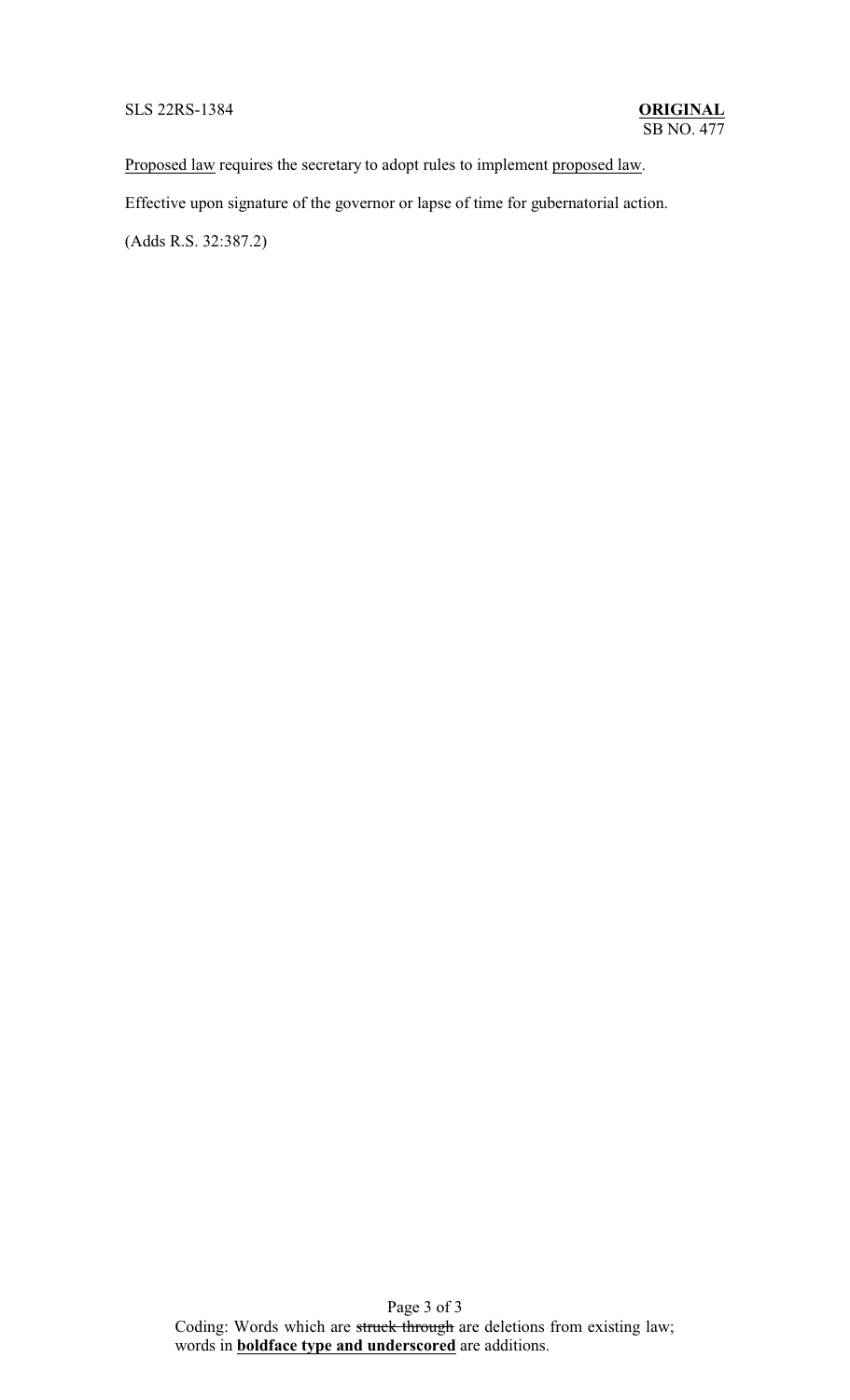Proposed law requires the secretary to adopt rules to implement proposed law.

Effective upon signature of the governor or lapse of time for gubernatorial action.

(Adds R.S. 32:387.2)